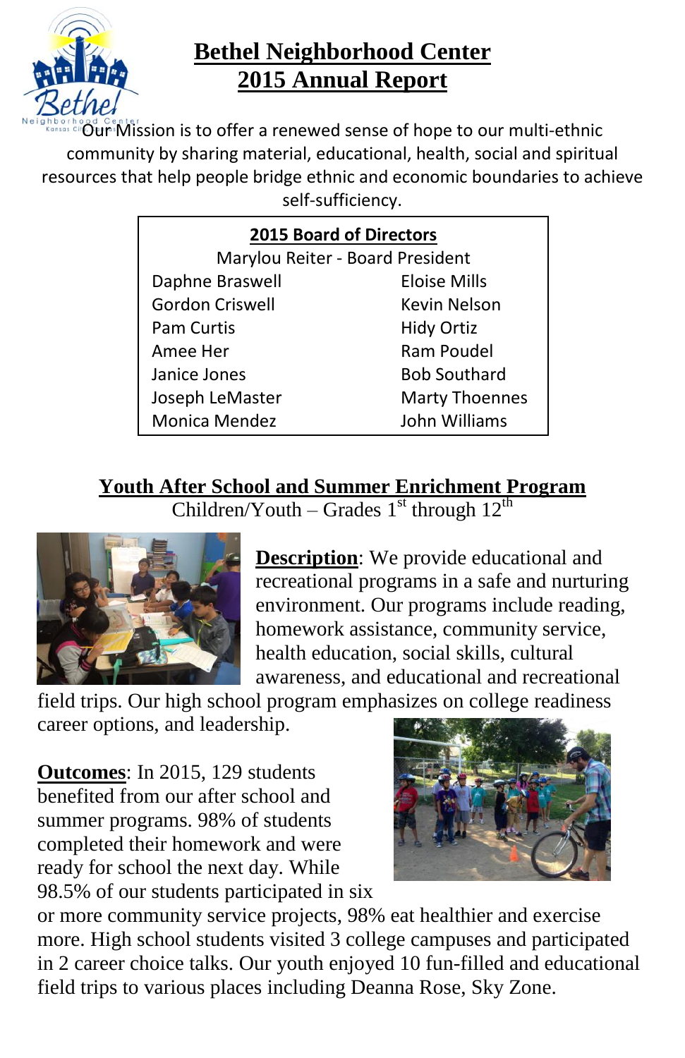# Bethel Neighborhood Center
# 2015 Annual Report

Our Mission is to offer a renewed sense of hope to our multi-ethnic community by sharing material, educational, health, social and spiritual resources that help people bridge ethnic and economic boundaries to achieve self-sufficiency.

| 2015 Board of Directors | |
|---|---|
| Marylou Reiter - Board President | |
| Daphne Braswell | Eloise Mills |
| Gordon Criswell | Kevin Nelson |
| Pam Curtis | Hidy Ortiz |
| Amee Her | Ram Poudel |
| Janice Jones | Bob Southard |
| Joseph LeMaster | Marty Thoennes |
| Monica Mendez | John Williams |

## Youth After School and Summer Enrichment Program

Children/Youth – Grades 1st through 12th

**Description**: We provide educational and recreational programs in a safe and nurturing environment. Our programs include reading, homework assistance, community service, health education, social skills, cultural awareness, and educational and recreational field trips. Our high school program emphasizes on college readiness career options, and leadership.

**Outcomes**: In 2015, 129 students benefited from our after school and summer programs. 98% of students completed their homework and were ready for school the next day. While 98.5% of our students participated in six or more community service projects, 98% eat healthier and exercise more. High school students visited 3 college campuses and participated in 2 career choice talks. Our youth enjoyed 10 fun-filled and educational field trips to various places including Deanna Rose, Sky Zone.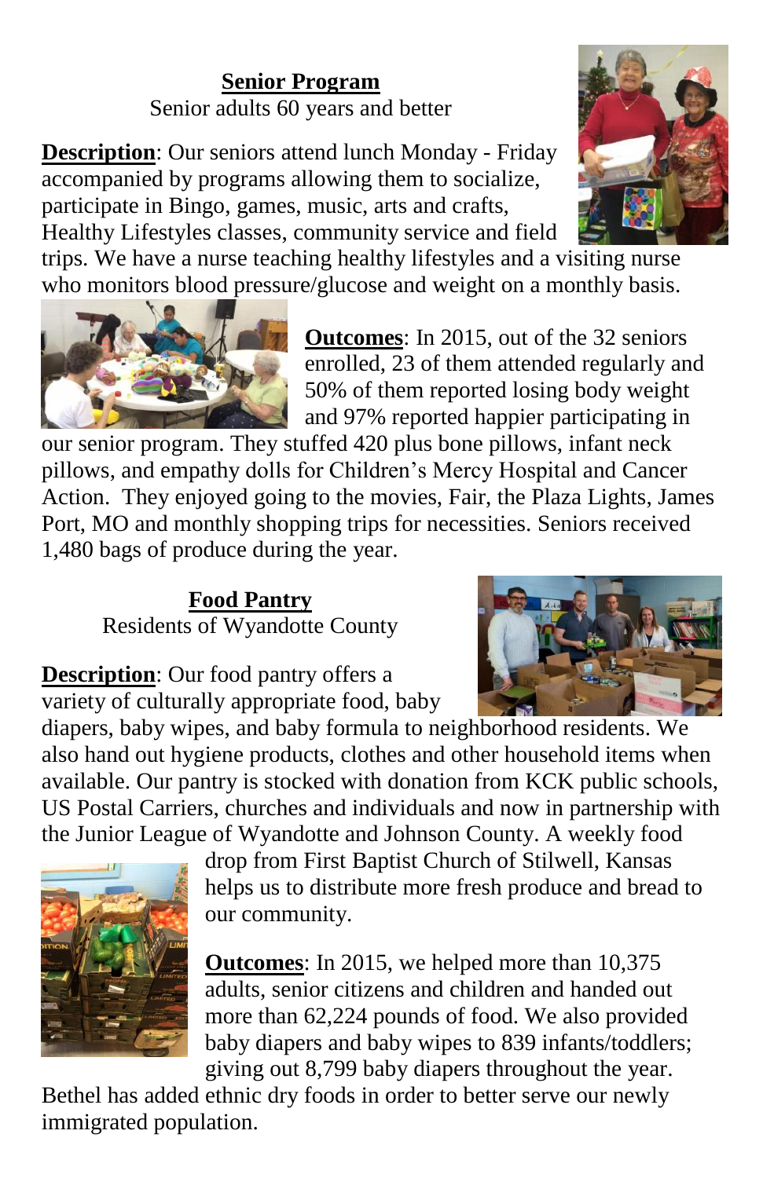## Senior Program

Senior adults 60 years and better

**Description**: Our seniors attend lunch Monday - Friday accompanied by programs allowing them to socialize, participate in Bingo, games, music, arts and crafts, Healthy Lifestyles classes, community service and field trips. We have a nurse teaching healthy lifestyles and a visiting nurse who monitors blood pressure/glucose and weight on a monthly basis.

**Outcomes**: In 2015, out of the 32 seniors enrolled, 23 of them attended regularly and 50% of them reported losing body weight and 97% reported happier participating in our senior program. They stuffed 420 plus bone pillows, infant neck pillows, and empathy dolls for Children's Mercy Hospital and Cancer Action. They enjoyed going to the movies, Fair, the Plaza Lights, James Port, MO and monthly shopping trips for necessities. Seniors received 1,480 bags of produce during the year.

## Food Pantry

Residents of Wyandotte County

**Description**: Our food pantry offers a variety of culturally appropriate food, baby diapers, baby wipes, and baby formula to neighborhood residents. We also hand out hygiene products, clothes and other household items when available. Our pantry is stocked with donation from KCK public schools, US Postal Carriers, churches and individuals and now in partnership with the Junior League of Wyandotte and Johnson County. A weekly food drop from First Baptist Church of Stilwell, Kansas helps us to distribute more fresh produce and bread to our community.

**Outcomes**: In 2015, we helped more than 10,375 adults, senior citizens and children and handed out more than 62,224 pounds of food. We also provided baby diapers and baby wipes to 839 infants/toddlers; giving out 8,799 baby diapers throughout the year. Bethel has added ethnic dry foods in order to better serve our newly immigrated population.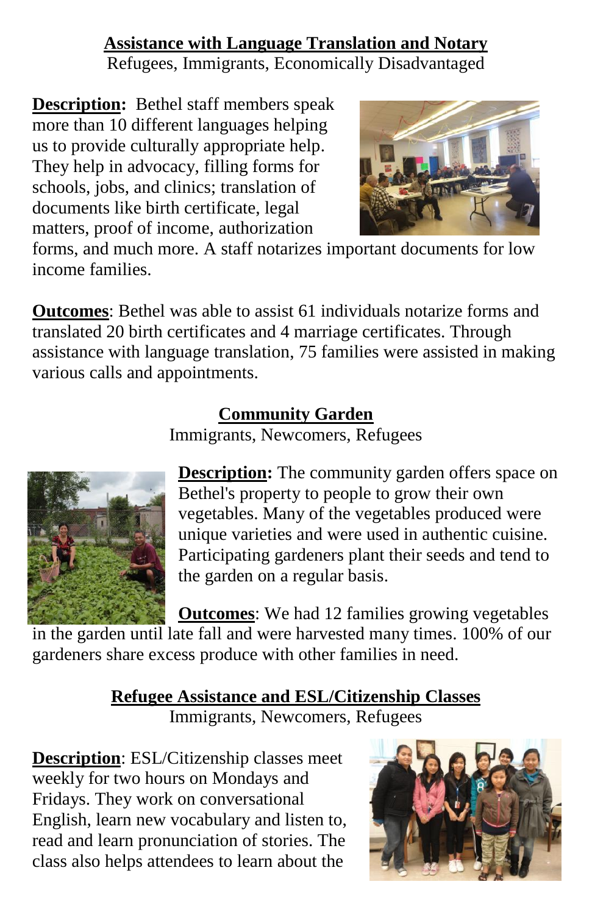## Assistance with Language Translation and Notary

Refugees, Immigrants, Economically Disadvantaged

**Description:** Bethel staff members speak more than 10 different languages helping us to provide culturally appropriate help. They help in advocacy, filling forms for schools, jobs, and clinics; translation of documents like birth certificate, legal matters, proof of income, authorization forms, and much more. A staff notarizes important documents for low income families.

**Outcomes**: Bethel was able to assist 61 individuals notarize forms and translated 20 birth certificates and 4 marriage certificates. Through assistance with language translation, 75 families were assisted in making various calls and appointments.

## Community Garden

Immigrants, Newcomers, Refugees

**Description:** The community garden offers space on Bethel's property to people to grow their own vegetables. Many of the vegetables produced were unique varieties and were used in authentic cuisine. Participating gardeners plant their seeds and tend to the garden on a regular basis.

**Outcomes**: We had 12 families growing vegetables in the garden until late fall and were harvested many times. 100% of our gardeners share excess produce with other families in need.

## Refugee Assistance and ESL/Citizenship Classes

Immigrants, Newcomers, Refugees

**Description**: ESL/Citizenship classes meet weekly for two hours on Mondays and Fridays. They work on conversational English, learn new vocabulary and listen to, read and learn pronunciation of stories. The class also helps attendees to learn about the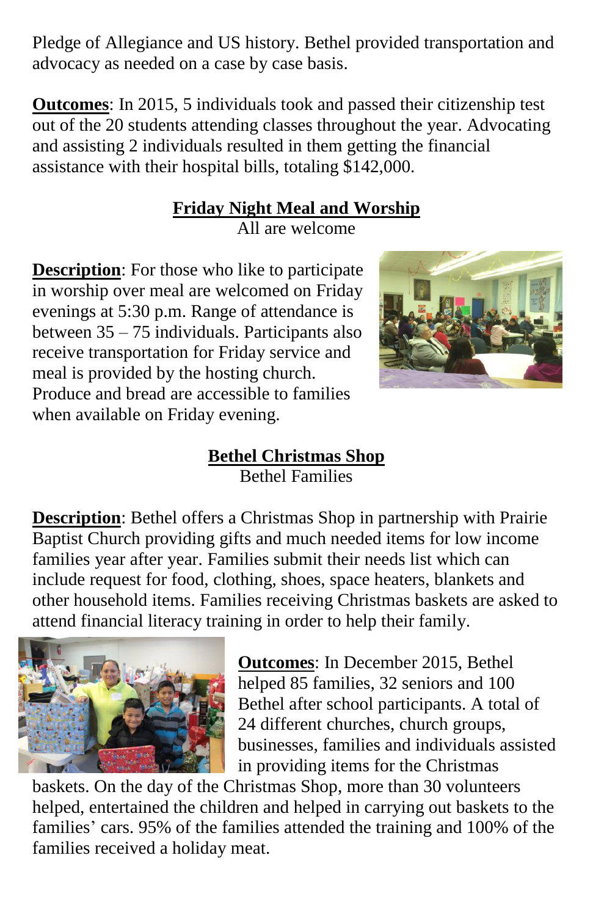Pledge of Allegiance and US history. Bethel provided transportation and advocacy as needed on a case by case basis.

**Outcomes**: In 2015, 5 individuals took and passed their citizenship test out of the 20 students attending classes throughout the year. Advocating and assisting 2 individuals resulted in them getting the financial assistance with their hospital bills, totaling $142,000.

## Friday Night Meal and Worship

All are welcome

**Description**: For those who like to participate in worship over meal are welcomed on Friday evenings at 5:30 p.m. Range of attendance is between 35 – 75 individuals. Participants also receive transportation for Friday service and meal is provided by the hosting church. Produce and bread are accessible to families when available on Friday evening.

## Bethel Christmas Shop

Bethel Families

**Description**: Bethel offers a Christmas Shop in partnership with Prairie Baptist Church providing gifts and much needed items for low income families year after year. Families submit their needs list which can include request for food, clothing, shoes, space heaters, blankets and other household items. Families receiving Christmas baskets are asked to attend financial literacy training in order to help their family.

**Outcomes**: In December 2015, Bethel helped 85 families, 32 seniors and 100 Bethel after school participants. A total of 24 different churches, church groups, businesses, families and individuals assisted in providing items for the Christmas baskets. On the day of the Christmas Shop, more than 30 volunteers helped, entertained the children and helped in carrying out baskets to the families' cars. 95% of the families attended the training and 100% of the families received a holiday meat.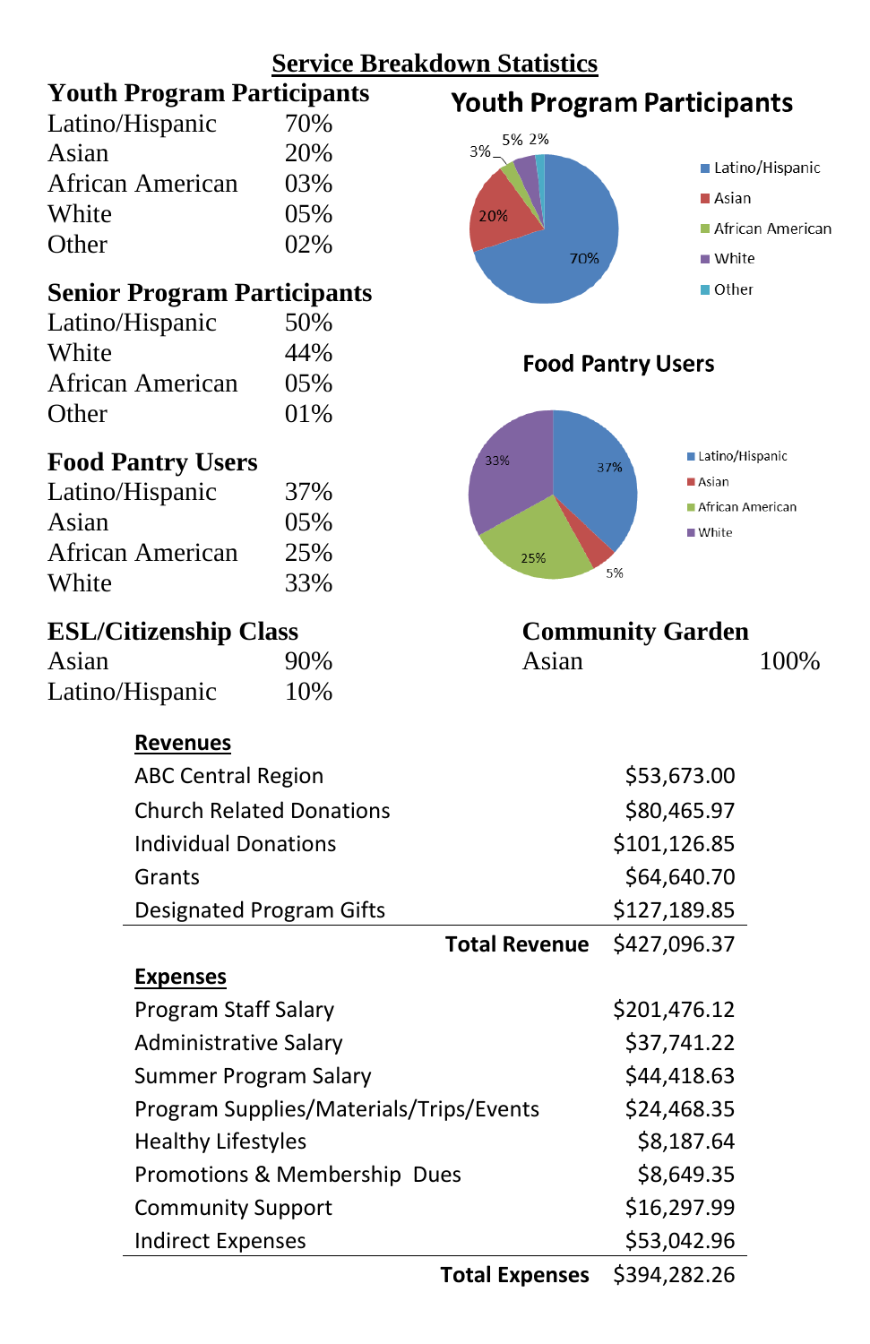## Service Breakdown Statistics

### Youth Program Participants

| | |
|---|---|
| Latino/Hispanic | 70% |
| Asian | 20% |
| African American | 03% |
| White | 05% |
| Other | 02% |

### Senior Program Participants

| | |
|---|---|
| Latino/Hispanic | 50% |
| White | 44% |
| African American | 05% |
| Other | 01% |

### Food Pantry Users

| | |
|---|---|
| Latino/Hispanic | 37% |
| Asian | 05% |
| African American | 25% |
| White | 33% |

### ESL/Citizenship Class

| | |
|---|---|
| Asian | 90% |
| Latino/Hispanic | 10% |

### Community Garden

| | |
|---|---|
| Asian | 100% |

**Youth Program Participants**

Latino/Hispanic 70%, Asian 20%, African American 3%, White 5%, Other 2%

**Food Pantry Users**

Latino/Hispanic 37%, Asian 5%, African American 25%, White 33%

### Revenues

| | |
|---|---|
| ABC Central Region | $53,673.00 |
| Church Related Donations | $80,465.97 |
| Individual Donations | $101,126.85 |
| Grants | $64,640.70 |
| Designated Program Gifts | $127,189.85 |
| **Total Revenue** | $427,096.37 |

### Expenses

| | |
|---|---|
| Program Staff Salary | $201,476.12 |
| Administrative Salary | $37,741.22 |
| Summer Program Salary | $44,418.63 |
| Program Supplies/Materials/Trips/Events | $24,468.35 |
| Healthy Lifestyles | $8,187.64 |
| Promotions & Membership Dues | $8,649.35 |
| Community Support | $16,297.99 |
| Indirect Expenses | $53,042.96 |
| **Total Expenses** | $394,282.26 |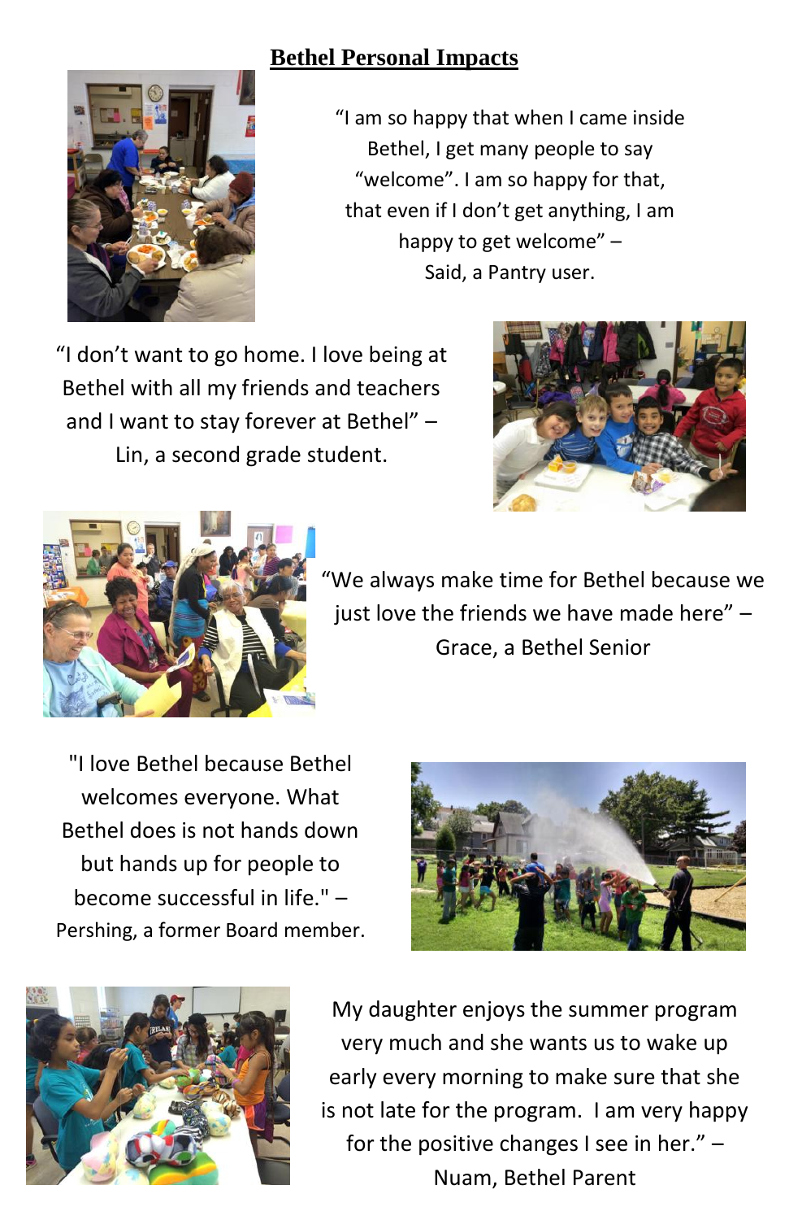## **Bethel Personal Impacts**

"I am so happy that when I came inside Bethel, I get many people to say "welcome". I am so happy for that, that even if I don't get anything, I am happy to get welcome" – Said, a Pantry user.

"I don't want to go home. I love being at Bethel with all my friends and teachers and I want to stay forever at Bethel" – Lin, a second grade student.

"We always make time for Bethel because we just love the friends we have made here" – Grace, a Bethel Senior

"I love Bethel because Bethel welcomes everyone. What Bethel does is not hands down but hands up for people to become successful in life." – Pershing, a former Board member.

My daughter enjoys the summer program very much and she wants us to wake up early every morning to make sure that she is not late for the program. I am very happy for the positive changes I see in her." – Nuam, Bethel Parent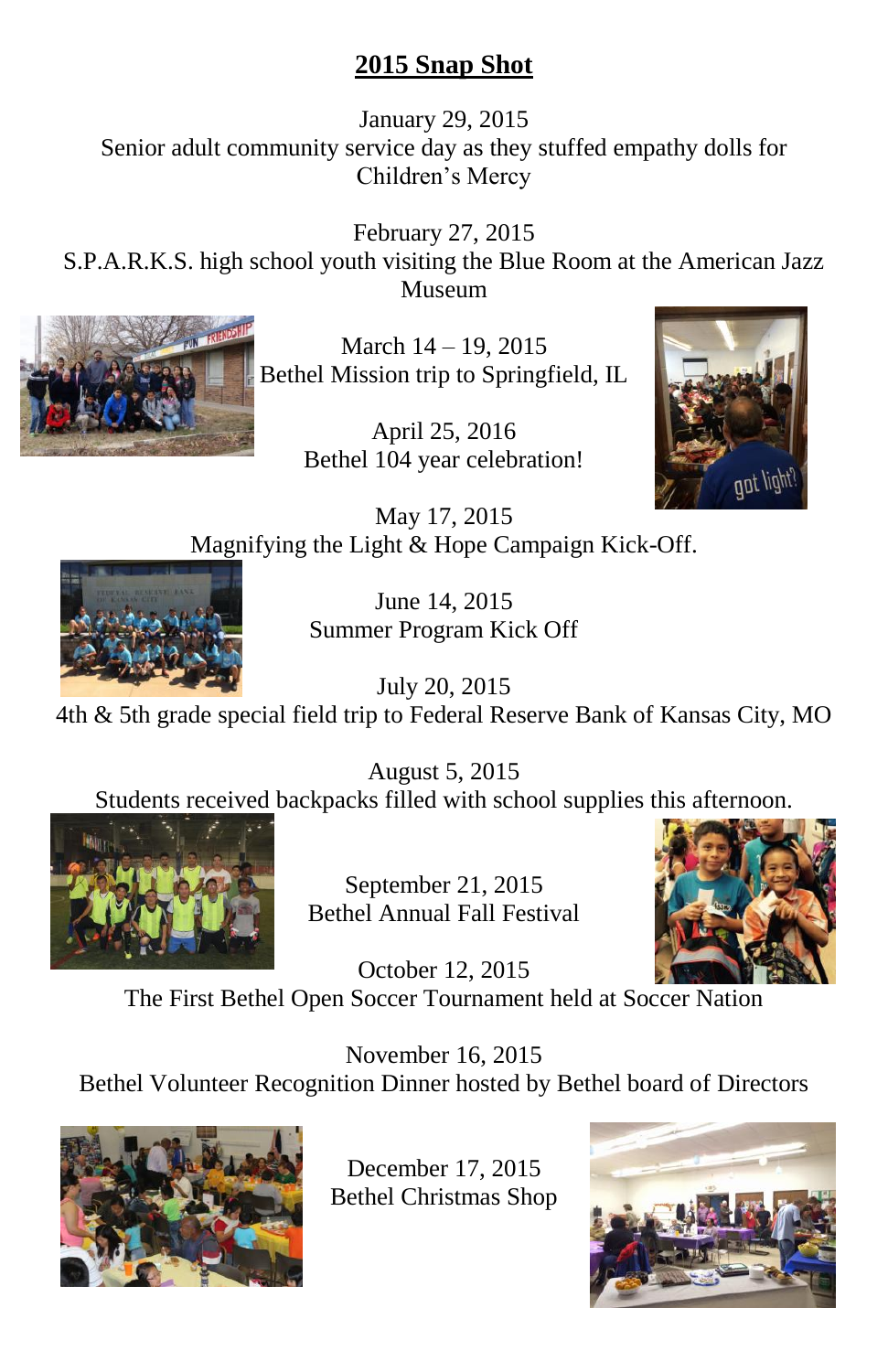## 2015 Snap Shot

January 29, 2015
Senior adult community service day as they stuffed empathy dolls for Children's Mercy

February 27, 2015
S.P.A.R.K.S. high school youth visiting the Blue Room at the American Jazz Museum

March 14 – 19, 2015
Bethel Mission trip to Springfield, IL

April 25, 2016
Bethel 104 year celebration!

May 17, 2015
Magnifying the Light & Hope Campaign Kick-Off.

June 14, 2015
Summer Program Kick Off

July 20, 2015
4th & 5th grade special field trip to Federal Reserve Bank of Kansas City, MO

August 5, 2015
Students received backpacks filled with school supplies this afternoon.

September 21, 2015
Bethel Annual Fall Festival

October 12, 2015
The First Bethel Open Soccer Tournament held at Soccer Nation

November 16, 2015
Bethel Volunteer Recognition Dinner hosted by Bethel board of Directors

December 17, 2015
Bethel Christmas Shop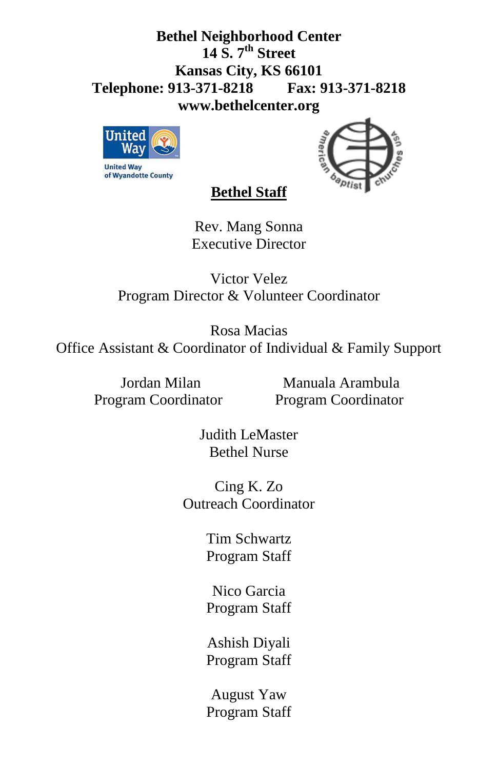**Bethel Neighborhood Center**
**14 S. 7th Street**
**Kansas City, KS 66101**
**Telephone: 913-371-8218 Fax: 913-371-8218**
**www.bethelcenter.org**

United Way
United Way of Wyandotte County

american baptist churches usa

## Bethel Staff

Rev. Mang Sonna
Executive Director

Victor Velez
Program Director & Volunteer Coordinator

Rosa Macias
Office Assistant & Coordinator of Individual & Family Support

Jordan Milan
Program Coordinator

Manuala Arambula
Program Coordinator

Judith LeMaster
Bethel Nurse

Cing K. Zo
Outreach Coordinator

Tim Schwartz
Program Staff

Nico Garcia
Program Staff

Ashish Diyali
Program Staff

August Yaw
Program Staff